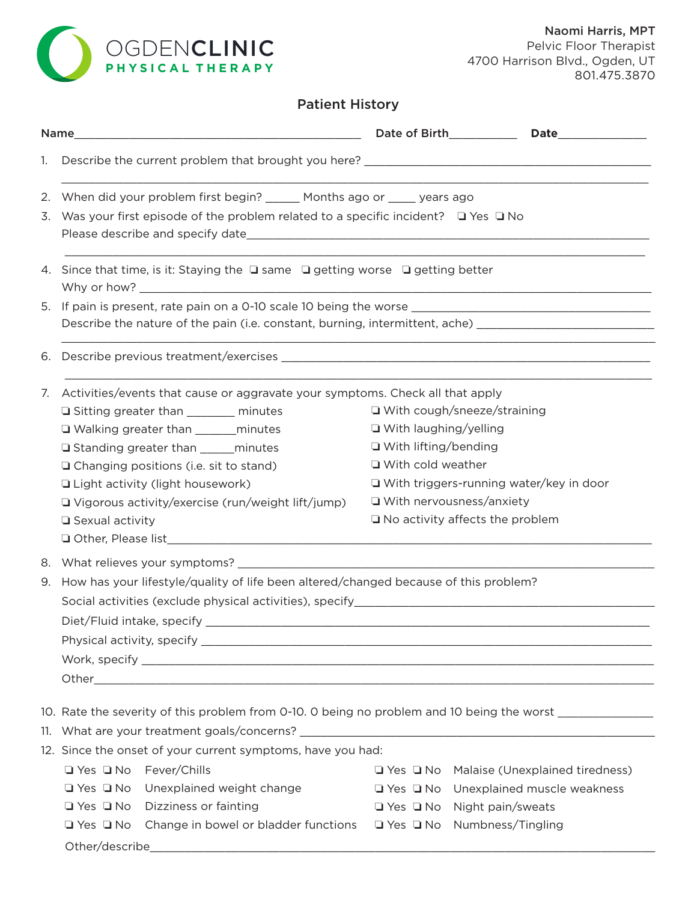**OGDENCLINIC**
**PHYSICAL THERAPY**

**Naomi Harris, MPT**
Pelvic Floor Therapist
4700 Harrison Blvd., Ogden, UT
801.475.3870

## Patient History

**Name**\_\_\_\_\_\_\_\_\_\_\_\_\_\_\_\_\_\_\_\_\_\_\_\_\_\_\_\_\_\_\_\_\_\_\_\_\_\_\_\_ **Date of Birth**\_\_\_\_\_\_\_\_\_\_ **Date**\_\_\_\_\_\_\_\_\_\_\_\_

1. Describe the current problem that brought you here? \_\_\_\_\_\_\_\_\_\_\_\_\_\_\_\_\_\_\_\_\_\_\_\_\_\_\_\_\_\_\_\_\_\_\_\_\_\_\_\_\_\_\_\_

   \_\_\_\_\_\_\_\_\_\_\_\_\_\_\_\_\_\_\_\_\_\_\_\_\_\_\_\_\_\_\_\_\_\_\_\_\_\_\_\_\_\_\_\_\_\_\_\_\_\_\_\_\_\_\_\_\_\_\_\_\_\_\_\_\_\_\_\_\_\_\_\_\_\_\_\_\_\_

2. When did your problem first begin? \_\_\_\_\_ Months ago or \_\_\_\_ years ago

3. Was your first episode of the problem related to a specific incident? ❑ Yes ❑ No

   Please describe and specify date\_\_\_\_\_\_\_\_\_\_\_\_\_\_\_\_\_\_\_\_\_\_\_\_\_\_\_\_\_\_\_\_\_\_\_\_\_\_\_\_\_\_\_\_\_\_\_\_\_\_\_\_\_\_\_\_\_\_\_\_

   \_\_\_\_\_\_\_\_\_\_\_\_\_\_\_\_\_\_\_\_\_\_\_\_\_\_\_\_\_\_\_\_\_\_\_\_\_\_\_\_\_\_\_\_\_\_\_\_\_\_\_\_\_\_\_\_\_\_\_\_\_\_\_\_\_\_\_\_\_\_\_\_\_\_\_\_\_\_

4. Since that time, is it: Staying the ❑ same ❑ getting worse ❑ getting better

   Why or how? \_\_\_\_\_\_\_\_\_\_\_\_\_\_\_\_\_\_\_\_\_\_\_\_\_\_\_\_\_\_\_\_\_\_\_\_\_\_\_\_\_\_\_\_\_\_\_\_\_\_\_\_\_\_\_\_\_\_\_\_\_\_\_\_\_\_\_\_\_\_\_\_

5. If pain is present, rate pain on a 0-10 scale 10 being the worse \_\_\_\_\_\_\_\_\_\_\_\_\_\_\_\_\_\_\_\_\_\_\_\_\_\_\_\_\_\_\_\_\_\_\_

   Describe the nature of the pain (i.e. constant, burning, intermittent, ache) \_\_\_\_\_\_\_\_\_\_\_\_\_\_\_\_\_\_\_\_\_\_\_\_\_

   \_\_\_\_\_\_\_\_\_\_\_\_\_\_\_\_\_\_\_\_\_\_\_\_\_\_\_\_\_\_\_\_\_\_\_\_\_\_\_\_\_\_\_\_\_\_\_\_\_\_\_\_\_\_\_\_\_\_\_\_\_\_\_\_\_\_\_\_\_\_\_\_\_\_\_\_\_\_

6. Describe previous treatment/exercises \_\_\_\_\_\_\_\_\_\_\_\_\_\_\_\_\_\_\_\_\_\_\_\_\_\_\_\_\_\_\_\_\_\_\_\_\_\_\_\_\_\_\_\_\_\_\_\_\_\_\_\_\_\_

   \_\_\_\_\_\_\_\_\_\_\_\_\_\_\_\_\_\_\_\_\_\_\_\_\_\_\_\_\_\_\_\_\_\_\_\_\_\_\_\_\_\_\_\_\_\_\_\_\_\_\_\_\_\_\_\_\_\_\_\_\_\_\_\_\_\_\_\_\_\_\_\_\_\_\_\_\_\_

7. Activities/events that cause or aggravate your symptoms. Check all that apply

   ❑ Sitting greater than \_\_\_\_\_\_\_ minutes
   ❑ Walking greater than \_\_\_\_\_\_minutes
   ❑ Standing greater than \_\_\_\_\_minutes
   ❑ Changing positions (i.e. sit to stand)
   ❑ Light activity (light housework)
   ❑ Vigorous activity/exercise (run/weight lift/jump)
   ❑ Sexual activity
   ❑ With cough/sneeze/straining
   ❑ With laughing/yelling
   ❑ With lifting/bending
   ❑ With cold weather
   ❑ With triggers-running water/key in door
   ❑ With nervousness/anxiety
   ❑ No activity affects the problem
   ❑ Other, Please list\_\_\_\_\_\_\_\_\_\_\_\_\_\_\_\_\_\_\_\_\_\_\_\_\_\_\_\_\_\_\_\_\_\_\_\_\_\_\_\_\_\_\_\_\_\_\_\_\_\_\_\_\_\_\_\_\_\_\_\_\_\_\_\_

8. What relieves your symptoms? \_\_\_\_\_\_\_\_\_\_\_\_\_\_\_\_\_\_\_\_\_\_\_\_\_\_\_\_\_\_\_\_\_\_\_\_\_\_\_\_\_\_\_\_\_\_\_\_\_\_\_\_\_\_\_\_\_\_\_\_\_

9. How has your lifestyle/quality of life been altered/changed because of this problem?

   Social activities (exclude physical activities), specify\_\_\_\_\_\_\_\_\_\_\_\_\_\_\_\_\_\_\_\_\_\_\_\_\_\_\_\_\_\_\_\_\_\_\_\_\_\_\_\_\_

   Diet/Fluid intake, specify \_\_\_\_\_\_\_\_\_\_\_\_\_\_\_\_\_\_\_\_\_\_\_\_\_\_\_\_\_\_\_\_\_\_\_\_\_\_\_\_\_\_\_\_\_\_\_\_\_\_\_\_\_\_\_\_\_\_\_\_\_\_\_

   Physical activity, specify \_\_\_\_\_\_\_\_\_\_\_\_\_\_\_\_\_\_\_\_\_\_\_\_\_\_\_\_\_\_\_\_\_\_\_\_\_\_\_\_\_\_\_\_\_\_\_\_\_\_\_\_\_\_\_\_\_\_\_\_\_\_\_

   Work, specify \_\_\_\_\_\_\_\_\_\_\_\_\_\_\_\_\_\_\_\_\_\_\_\_\_\_\_\_\_\_\_\_\_\_\_\_\_\_\_\_\_\_\_\_\_\_\_\_\_\_\_\_\_\_\_\_\_\_\_\_\_\_\_\_\_\_\_\_\_\_

   Other\_\_\_\_\_\_\_\_\_\_\_\_\_\_\_\_\_\_\_\_\_\_\_\_\_\_\_\_\_\_\_\_\_\_\_\_\_\_\_\_\_\_\_\_\_\_\_\_\_\_\_\_\_\_\_\_\_\_\_\_\_\_\_\_\_\_\_\_\_\_\_\_\_\_\_

10. Rate the severity of this problem from 0-10. 0 being no problem and 10 being the worst \_\_\_\_\_\_\_\_\_\_\_\_\_

11. What are your treatment goals/concerns? \_\_\_\_\_\_\_\_\_\_\_\_\_\_\_\_\_\_\_\_\_\_\_\_\_\_\_\_\_\_\_\_\_\_\_\_\_\_\_\_\_\_\_\_\_\_\_\_\_\_\_\_\_

12. Since the onset of your current symptoms, have you had:

   ❑ Yes ❑ No Fever/Chills
   ❑ Yes ❑ No Unexplained weight change
   ❑ Yes ❑ No Dizziness or fainting
   ❑ Yes ❑ No Change in bowel or bladder functions
   ❑ Yes ❑ No Malaise (Unexplained tiredness)
   ❑ Yes ❑ No Unexplained muscle weakness
   ❑ Yes ❑ No Night pain/sweats
   ❑ Yes ❑ No Numbness/Tingling

   Other/describe\_\_\_\_\_\_\_\_\_\_\_\_\_\_\_\_\_\_\_\_\_\_\_\_\_\_\_\_\_\_\_\_\_\_\_\_\_\_\_\_\_\_\_\_\_\_\_\_\_\_\_\_\_\_\_\_\_\_\_\_\_\_\_\_\_\_\_\_\_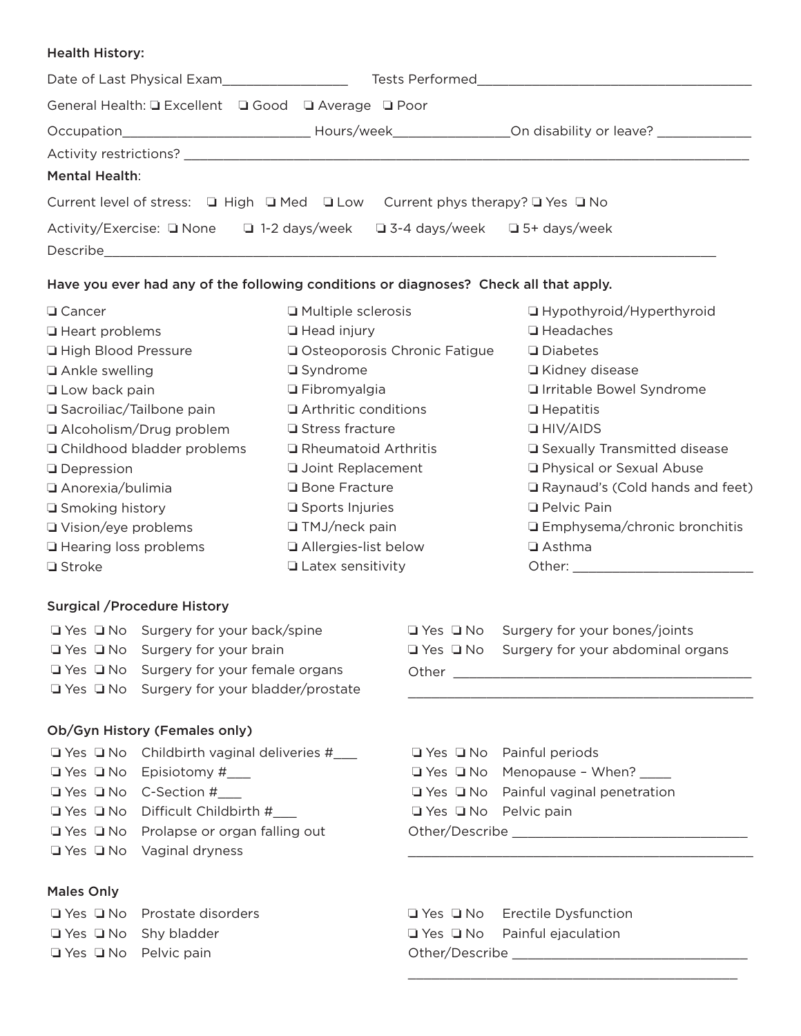**Health History:**

Date of Last Physical Exam_________________ Tests Performed_____________________________________

General Health: ❑ Excellent ❑ Good ❑ Average ❑ Poor

Occupation_________________________ Hours/week_______________On disability or leave? ____________

Activity restrictions? ___________________________________________________________________________

**Mental Health**:

Current level of stress: ❑ High ❑ Med ❑ Low Current phys therapy? ❑ Yes ❑ No

Activity/Exercise: ❑ None ❑ 1-2 days/week ❑ 3-4 days/week ❑ 5+ days/week

Describe_________________________________________________________________________________

**Have you ever had any of the following conditions or diagnoses? Check all that apply.**

❑ Cancer
❑ Heart problems
❑ High Blood Pressure
❑ Ankle swelling
❑ Low back pain
❑ Sacroiliac/Tailbone pain
❑ Alcoholism/Drug problem
❑ Childhood bladder problems
❑ Depression
❑ Anorexia/bulimia
❑ Smoking history
❑ Vision/eye problems
❑ Hearing loss problems
❑ Stroke
❑ Multiple sclerosis
❑ Head injury
❑ Osteoporosis Chronic Fatigue
❑ Syndrome
❑ Fibromyalgia
❑ Arthritic conditions
❑ Stress fracture
❑ Rheumatoid Arthritis
❑ Joint Replacement
❑ Bone Fracture
❑ Sports Injuries
❑ TMJ/neck pain
❑ Allergies-list below
❑ Latex sensitivity
❑ Hypothyroid/Hyperthyroid
❑ Headaches
❑ Diabetes
❑ Kidney disease
❑ Irritable Bowel Syndrome
❑ Hepatitis
❑ HIV/AIDS
❑ Sexually Transmitted disease
❑ Physical or Sexual Abuse
❑ Raynaud's (Cold hands and feet)
❑ Pelvic Pain
❑ Emphysema/chronic bronchitis
❑ Asthma
Other: _______________________

**Surgical /Procedure History**

❑ Yes ❑ No Surgery for your back/spine
❑ Yes ❑ No Surgery for your brain
❑ Yes ❑ No Surgery for your female organs
❑ Yes ❑ No Surgery for your bladder/prostate
❑ Yes ❑ No Surgery for your bones/joints
❑ Yes ❑ No Surgery for your abdominal organs
Other _______________________________________
_____________________________________________

**Ob/Gyn History (Females only)**

❑ Yes ❑ No Childbirth vaginal deliveries #___
❑ Yes ❑ No Episiotomy #___
❑ Yes ❑ No C-Section #___
❑ Yes ❑ No Difficult Childbirth #___
❑ Yes ❑ No Prolapse or organ falling out
❑ Yes ❑ No Vaginal dryness
❑ Yes ❑ No Painful periods
❑ Yes ❑ No Menopause – When? ____
❑ Yes ❑ No Painful vaginal penetration
❑ Yes ❑ No Pelvic pain
Other/Describe _____________________________
_____________________________________________

**Males Only**

❑ Yes ❑ No Prostate disorders
❑ Yes ❑ No Shy bladder
❑ Yes ❑ No Pelvic pain
❑ Yes ❑ No Erectile Dysfunction
❑ Yes ❑ No Painful ejaculation
Other/Describe _____________________________
_____________________________________________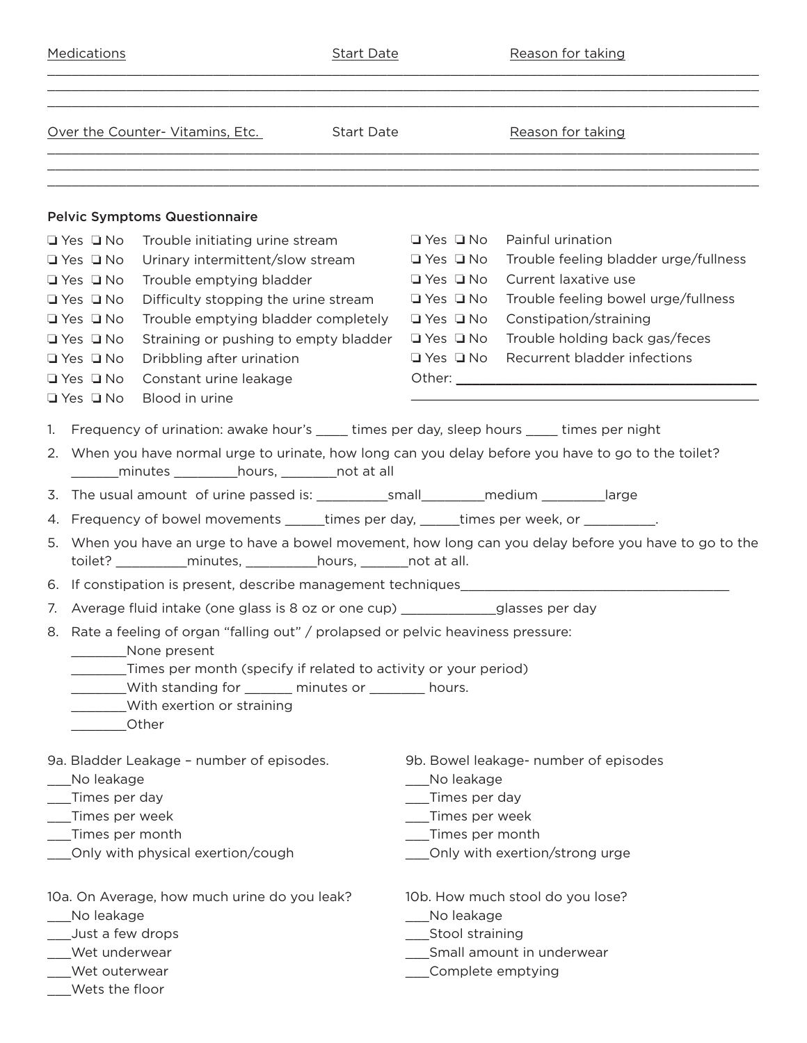| Medications | Start Date | Reason for taking |
| --- | --- | --- |
| | | |
| | | |
| | | |

| Over the Counter- Vitamins, Etc. | Start Date | Reason for taking |
| --- | --- | --- |
| | | |
| | | |
| | | |

### Pelvic Symptoms Questionnaire

- ❏ Yes ❏ No Trouble initiating urine stream
- ❏ Yes ❏ No Urinary intermittent/slow stream
- ❏ Yes ❏ No Trouble emptying bladder
- ❏ Yes ❏ No Difficulty stopping the urine stream
- ❏ Yes ❏ No Trouble emptying bladder completely
- ❏ Yes ❏ No Straining or pushing to empty bladder
- ❏ Yes ❏ No Dribbling after urination
- ❏ Yes ❏ No Constant urine leakage
- ❏ Yes ❏ No Blood in urine
- ❏ Yes ❏ No Painful urination
- ❏ Yes ❏ No Trouble feeling bladder urge/fullness
- ❏ Yes ❏ No Current laxative use
- ❏ Yes ❏ No Trouble feeling bowel urge/fullness
- ❏ Yes ❏ No Constipation/straining
- ❏ Yes ❏ No Trouble holding back gas/feces
- ❏ Yes ❏ No Recurrent bladder infections

Other: ________________________________________

________________________________________

1. Frequency of urination: awake hour's ____ times per day, sleep hours ____ times per night
2. When you have normal urge to urinate, how long can you delay before you have to go to the toilet? ______minutes ________hours, _______not at all
3. The usual amount of urine passed is: _________small________medium ________large
4. Frequency of bowel movements _____times per day, _____times per week, or _________.
5. When you have an urge to have a bowel movement, how long can you delay before you have to go to the toilet? _________minutes, _________hours, ______not at all.
6. If constipation is present, describe management techniques____________________________________
7. Average fluid intake (one glass is 8 oz or one cup) ____________glasses per day
8. Rate a feeling of organ "falling out" / prolapsed or pelvic heaviness pressure:
   - _______None present
   - _______Times per month (specify if related to activity or your period)
   - _______With standing for ______ minutes or _______ hours.
   - _______With exertion or straining
   - _______Other

9a. Bladder Leakage – number of episodes.

- ___No leakage
- ___Times per day
- ___Times per week
- ___Times per month
- ___Only with physical exertion/cough

9b. Bowel leakage- number of episodes

- ___No leakage
- ___Times per day
- ___Times per week
- ___Times per month
- ___Only with exertion/strong urge

10a. On Average, how much urine do you leak?

- ___No leakage
- ___Just a few drops
- ___Wet underwear
- ___Wet outerwear
- ___Wets the floor

10b. How much stool do you lose?

- ___No leakage
- ___Stool straining
- ___Small amount in underwear
- ___Complete emptying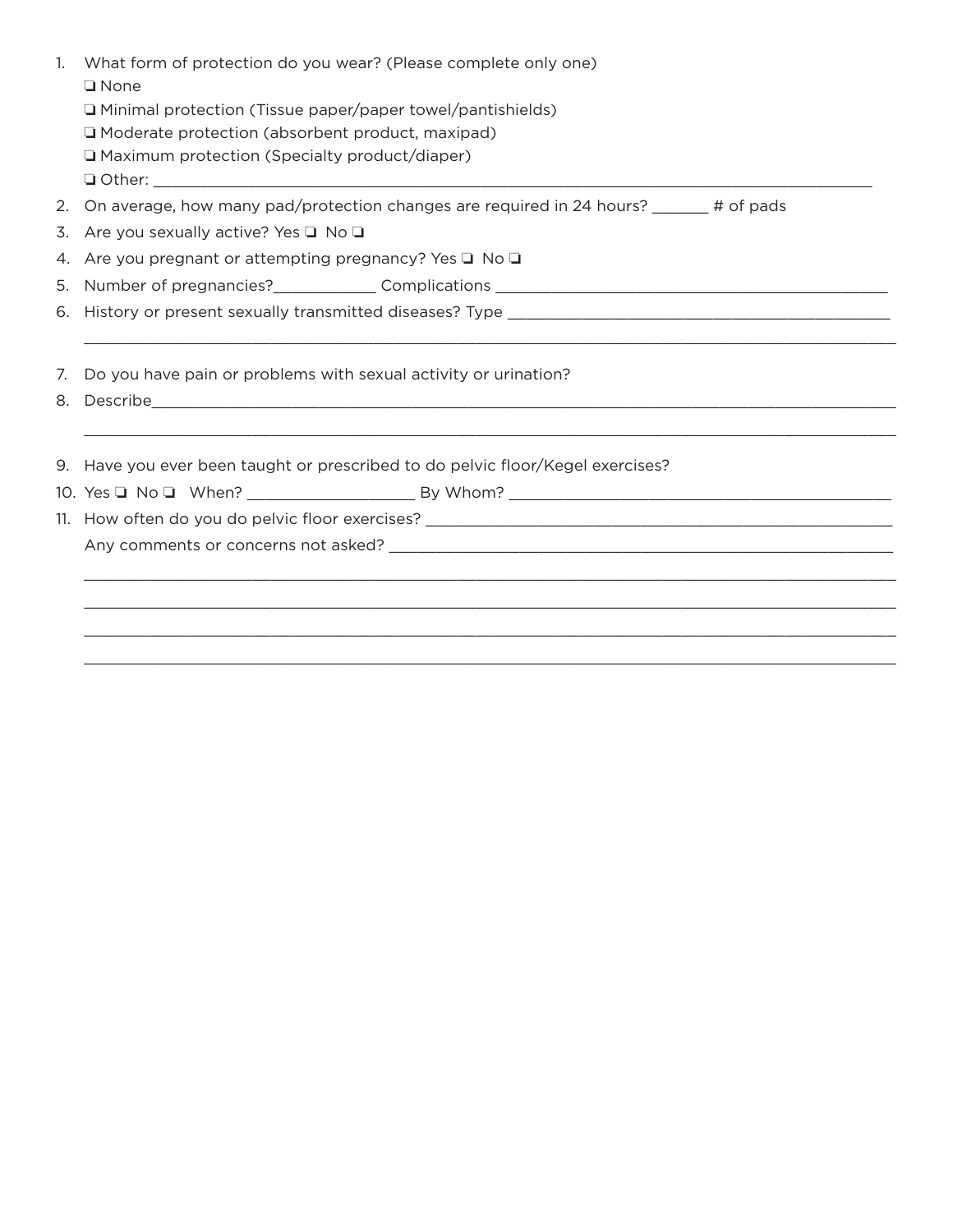1. What form of protection do you wear? (Please complete only one)
   ❏ None
   ❏ Minimal protection (Tissue paper/paper towel/pantishields)
   ❏ Moderate protection (absorbent product, maxipad)
   ❏ Maximum protection (Specialty product/diaper)
   ❏ Other: ___________________________________________________________________________
2. On average, how many pad/protection changes are required in 24 hours? ______ # of pads
3. Are you sexually active? Yes ❏ No ❏
4. Are you pregnant or attempting pregnancy? Yes ❏ No ❏
5. Number of pregnancies?___________ Complications _________________________________________
6. History or present sexually transmitted diseases? Type ________________________________________
   ___________________________________________________________________________________
7. Do you have pain or problems with sexual activity or urination?
8. Describe_________________________________________________________________________________
   ___________________________________________________________________________________
9. Have you ever been taught or prescribed to do pelvic floor/Kegel exercises?
10. Yes ❏ No ❏ When? __________________ By Whom? _________________________________________
11. How often do you do pelvic floor exercises? ______________________________________________________
    Any comments or concerns not asked? ____________________________________________________________
    ___________________________________________________________________________________
    ___________________________________________________________________________________
    ___________________________________________________________________________________
    ___________________________________________________________________________________